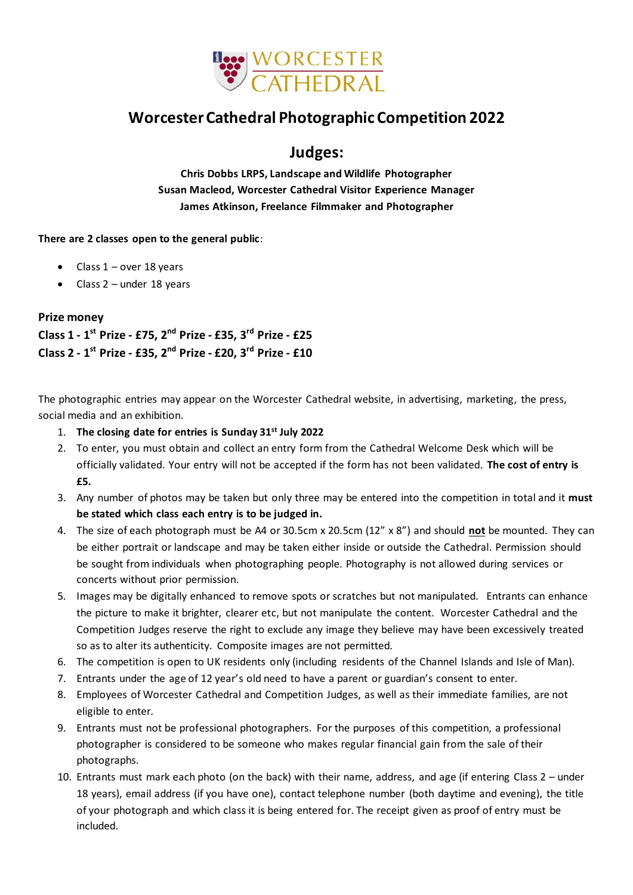WORCESTER CATHEDRAL

# Worcester Cathedral Photographic Competition 2022

## Judges:

**Chris Dobbs LRPS, Landscape and Wildlife Photographer**
**Susan Macleod, Worcester Cathedral Visitor Experience Manager**
**James Atkinson, Freelance Filmmaker and Photographer**

**There are 2 classes open to the general public**:

- Class 1 – over 18 years
- Class 2 – under 18 years

**Prize money**
**Class 1 - 1st Prize - £75, 2nd Prize - £35, 3rd Prize - £25**
**Class 2 - 1st Prize - £35, 2nd Prize - £20, 3rd Prize - £10**

The photographic entries may appear on the Worcester Cathedral website, in advertising, marketing, the press, social media and an exhibition.

1. **The closing date for entries is Sunday 31st July 2022**
2. To enter, you must obtain and collect an entry form from the Cathedral Welcome Desk which will be officially validated. Your entry will not be accepted if the form has not been validated. **The cost of entry is £5.**
3. Any number of photos may be taken but only three may be entered into the competition in total and it **must be stated which class each entry is to be judged in.**
4. The size of each photograph must be A4 or 30.5cm x 20.5cm (12" x 8") and should **not** be mounted. They can be either portrait or landscape and may be taken either inside or outside the Cathedral. Permission should be sought from individuals when photographing people. Photography is not allowed during services or concerts without prior permission.
5. Images may be digitally enhanced to remove spots or scratches but not manipulated. Entrants can enhance the picture to make it brighter, clearer etc, but not manipulate the content. Worcester Cathedral and the Competition Judges reserve the right to exclude any image they believe may have been excessively treated so as to alter its authenticity. Composite images are not permitted.
6. The competition is open to UK residents only (including residents of the Channel Islands and Isle of Man).
7. Entrants under the age of 12 year's old need to have a parent or guardian's consent to enter.
8. Employees of Worcester Cathedral and Competition Judges, as well as their immediate families, are not eligible to enter.
9. Entrants must not be professional photographers. For the purposes of this competition, a professional photographer is considered to be someone who makes regular financial gain from the sale of their photographs.
10. Entrants must mark each photo (on the back) with their name, address, and age (if entering Class 2 – under 18 years), email address (if you have one), contact telephone number (both daytime and evening), the title of your photograph and which class it is being entered for. The receipt given as proof of entry must be included.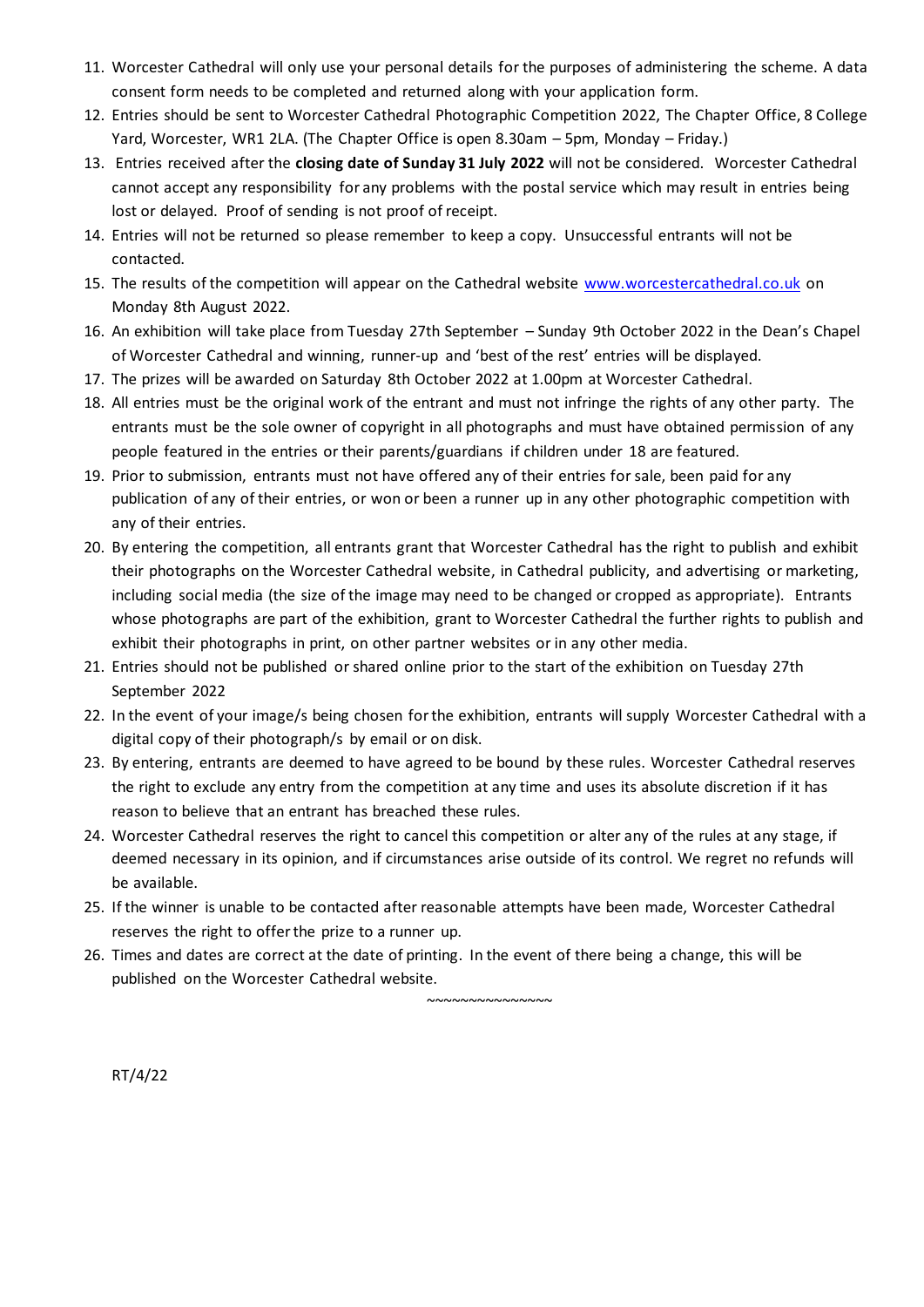11. Worcester Cathedral will only use your personal details for the purposes of administering the scheme. A data consent form needs to be completed and returned along with your application form.
12. Entries should be sent to Worcester Cathedral Photographic Competition 2022, The Chapter Office, 8 College Yard, Worcester, WR1 2LA. (The Chapter Office is open 8.30am – 5pm, Monday – Friday.)
13. Entries received after the **closing date of Sunday 31 July 2022** will not be considered. Worcester Cathedral cannot accept any responsibility for any problems with the postal service which may result in entries being lost or delayed. Proof of sending is not proof of receipt.
14. Entries will not be returned so please remember to keep a copy. Unsuccessful entrants will not be contacted.
15. The results of the competition will appear on the Cathedral website [www.worcestercathedral.co.uk](http://www.worcestercathedral.co.uk) on Monday 8th August 2022.
16. An exhibition will take place from Tuesday 27th September – Sunday 9th October 2022 in the Dean's Chapel of Worcester Cathedral and winning, runner-up and 'best of the rest' entries will be displayed.
17. The prizes will be awarded on Saturday 8th October 2022 at 1.00pm at Worcester Cathedral.
18. All entries must be the original work of the entrant and must not infringe the rights of any other party. The entrants must be the sole owner of copyright in all photographs and must have obtained permission of any people featured in the entries or their parents/guardians if children under 18 are featured.
19. Prior to submission, entrants must not have offered any of their entries for sale, been paid for any publication of any of their entries, or won or been a runner up in any other photographic competition with any of their entries.
20. By entering the competition, all entrants grant that Worcester Cathedral has the right to publish and exhibit their photographs on the Worcester Cathedral website, in Cathedral publicity, and advertising or marketing, including social media (the size of the image may need to be changed or cropped as appropriate). Entrants whose photographs are part of the exhibition, grant to Worcester Cathedral the further rights to publish and exhibit their photographs in print, on other partner websites or in any other media.
21. Entries should not be published or shared online prior to the start of the exhibition on Tuesday 27th September 2022
22. In the event of your image/s being chosen for the exhibition, entrants will supply Worcester Cathedral with a digital copy of their photograph/s by email or on disk.
23. By entering, entrants are deemed to have agreed to be bound by these rules. Worcester Cathedral reserves the right to exclude any entry from the competition at any time and uses its absolute discretion if it has reason to believe that an entrant has breached these rules.
24. Worcester Cathedral reserves the right to cancel this competition or alter any of the rules at any stage, if deemed necessary in its opinion, and if circumstances arise outside of its control. We regret no refunds will be available.
25. If the winner is unable to be contacted after reasonable attempts have been made, Worcester Cathedral reserves the right to offer the prize to a runner up.
26. Times and dates are correct at the date of printing. In the event of there being a change, this will be published on the Worcester Cathedral website.

~~~~~~~~~~~~~~~

RT/4/22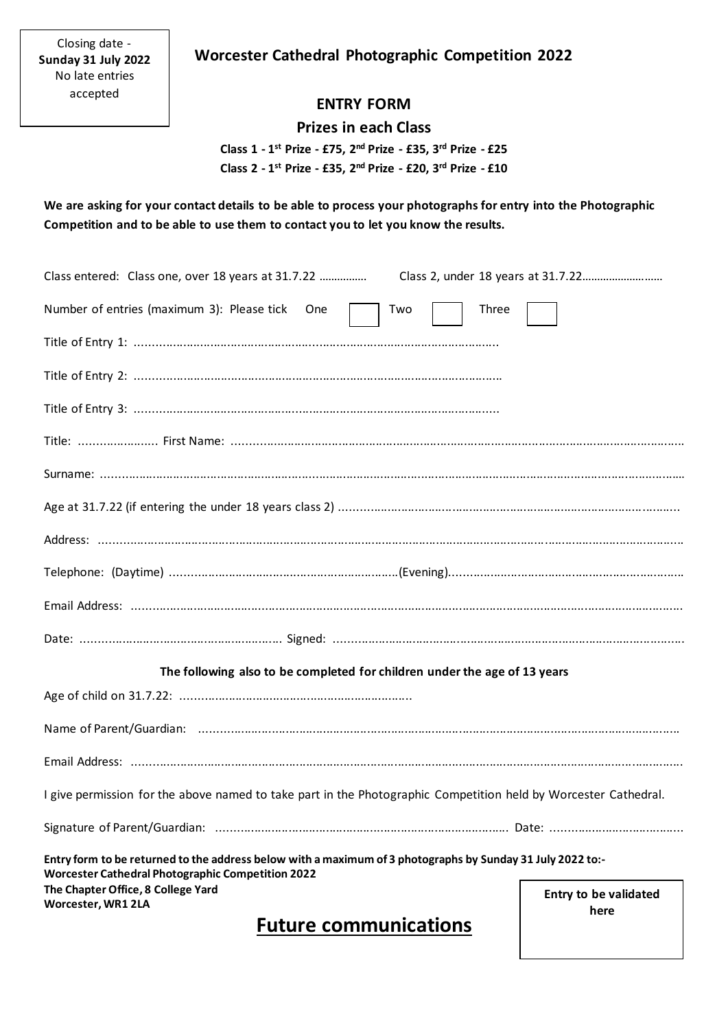Closing date - **Sunday 31 July 2022** No late entries accepted

## Worcester Cathedral Photographic Competition 2022

### ENTRY FORM

### Prizes in each Class

**Class 1 - 1st Prize - £75, 2nd Prize - £35, 3rd Prize - £25**

**Class 2 - 1st Prize - £35, 2nd Prize - £20, 3rd Prize - £10**

**We are asking for your contact details to be able to process your photographs for entry into the Photographic Competition and to be able to use them to contact you to let you know the results.**

Class entered: Class one, over 18 years at 31.7.22 ................ Class 2, under 18 years at 31.7.22..........................

Number of entries (maximum 3): Please tick One ☐ Two ☐ Three ☐

Title of Entry 1: ..........................................................................................................

Title of Entry 2: ..........................................................................................................

Title of Entry 3: ..........................................................................................................

Title: ...................... First Name: ..........................................................................................................

Surname: ..........................................................................................................

Age at 31.7.22 (if entering the under 18 years class 2) ..........................................................................................................

Address: ..........................................................................................................

Telephone: (Daytime) ..................................................................(Evening)..................................................................

Email Address: ..........................................................................................................

Date: ........................................................ Signed: ..........................................................................................................

**The following also to be completed for children under the age of 13 years**

Age of child on 31.7.22: ..................................................................

Name of Parent/Guardian: ..........................................................................................................

Email Address: ..........................................................................................................

I give permission for the above named to take part in the Photographic Competition held by Worcester Cathedral.

Signature of Parent/Guardian: .......................................................................................... Date: ......................................

**Entry form to be returned to the address below with a maximum of 3 photographs by Sunday 31 July 2022 to:-**
**Worcester Cathedral Photographic Competition 2022**
**The Chapter Office, 8 College Yard**
**Worcester, WR1 2LA**

**Entry to be validated here**

## Future communications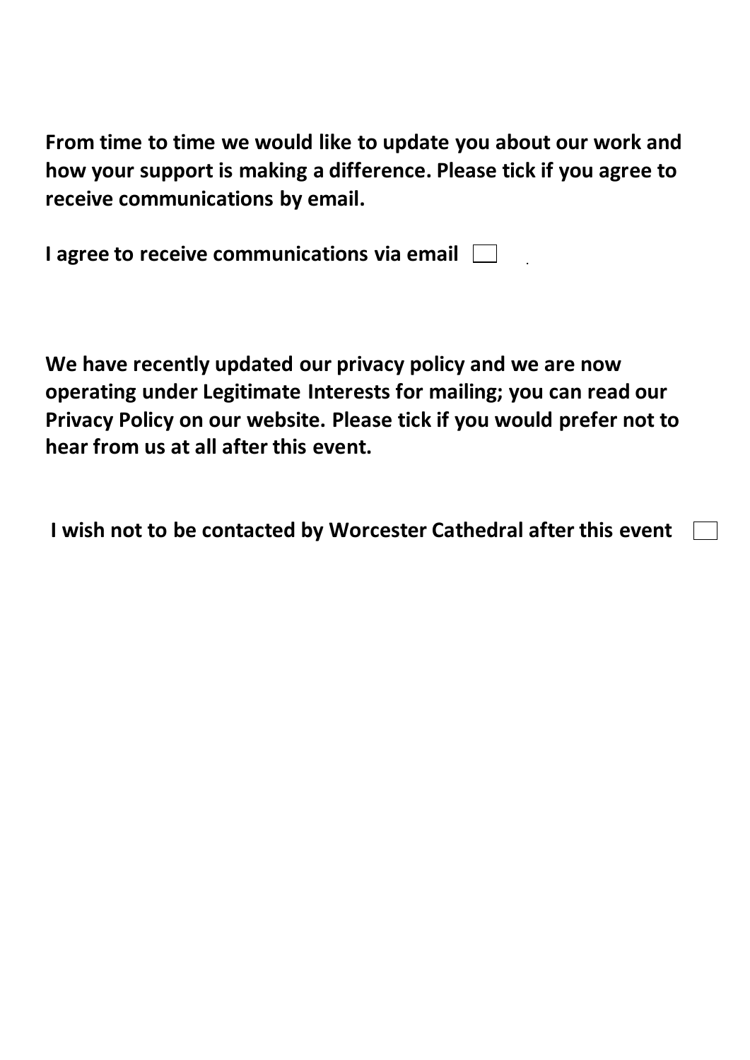**From time to time we would like to update you about our work and how your support is making a difference. Please tick if you agree to receive communications by email.**

**I agree to receive communications via email** ☐

**We have recently updated our privacy policy and we are now operating under Legitimate Interests for mailing; you can read our Privacy Policy on our website. Please tick if you would prefer not to hear from us at all after this event.**

**I wish not to be contacted by Worcester Cathedral after this event** ☐